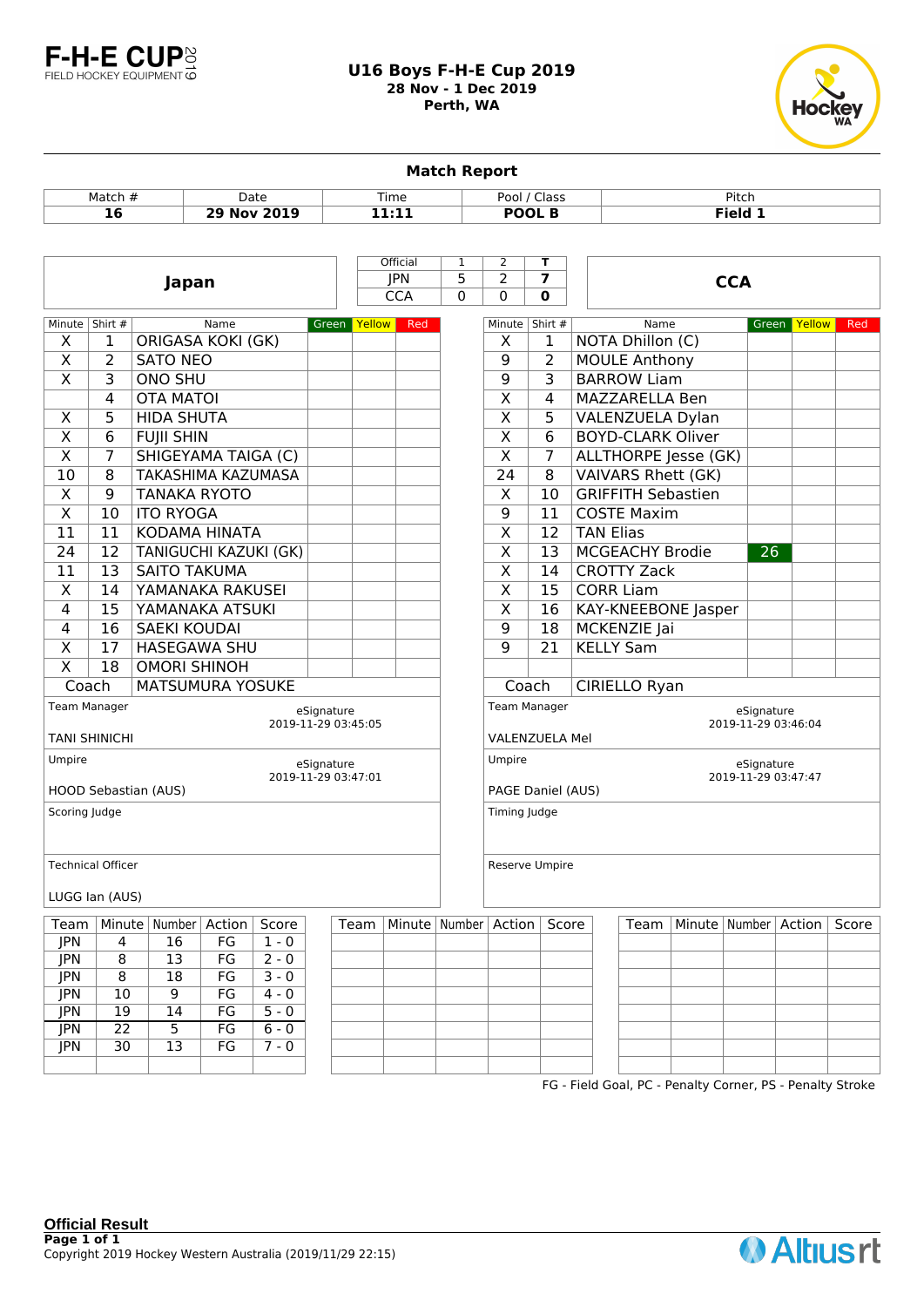# U16 Boys F-H-E Cup 2019

**28 Nov - 1 Dec 2019**
**Perth, WA**

F-H-E CUP 2019 FIELD HOCKEY EQUIPMENT

Hockey WA

## Match Report

| Match # | Date | Time | Pool / Class | Pitch |
|---|---|---|---|---|
| **16** | **29 Nov 2019** | **11:11** | **POOL B** | **Field 1** |

| Official | 1 | 2 | T |
|---|---|---|---|
| JPN | 5 | 2 | **7** |
| CCA | 0 | 0 | **0** |

### Japan

| Minute | Shirt # | Name | Green | Yellow | Red |
|---|---|---|---|---|---|
| X | 1 | ORIGASA KOKI (GK) | | | |
| X | 2 | SATO NEO | | | |
| X | 3 | ONO SHU | | | |
| | 4 | OTA MATOI | | | |
| X | 5 | HIDA SHUTA | | | |
| X | 6 | FUJII SHIN | | | |
| X | 7 | SHIGEYAMA TAIGA (C) | | | |
| 10 | 8 | TAKASHIMA KAZUMASA | | | |
| X | 9 | TANAKA RYOTO | | | |
| X | 10 | ITO RYOGA | | | |
| 11 | 11 | KODAMA HINATA | | | |
| 24 | 12 | TANIGUCHI KAZUKI (GK) | | | |
| 11 | 13 | SAITO TAKUMA | | | |
| X | 14 | YAMANAKA RAKUSEI | | | |
| 4 | 15 | YAMANAKA ATSUKI | | | |
| 4 | 16 | SAEKI KOUDAI | | | |
| X | 17 | HASEGAWA SHU | | | |
| X | 18 | OMORI SHINOH | | | |
| Coach | | MATSUMURA YOSUKE | | | |

Team Manager: TANI SHINICHI — eSignature 2019-11-29 03:45:05

Umpire: HOOD Sebastian (AUS) — eSignature 2019-11-29 03:47:01

Scoring Judge:

Technical Officer: LUGG Ian (AUS)

### CCA

| Minute | Shirt # | Name | Green | Yellow | Red |
|---|---|---|---|---|---|
| X | 1 | NOTA Dhillon (C) | | | |
| 9 | 2 | MOULE Anthony | | | |
| 9 | 3 | BARROW Liam | | | |
| X | 4 | MAZZARELLA Ben | | | |
| X | 5 | VALENZUELA Dylan | | | |
| X | 6 | BOYD-CLARK Oliver | | | |
| X | 7 | ALLTHORPE Jesse (GK) | | | |
| 24 | 8 | VAIVARS Rhett (GK) | | | |
| X | 10 | GRIFFITH Sebastien | | | |
| 9 | 11 | COSTE Maxim | | | |
| X | 12 | TAN Elias | | | |
| X | 13 | MCGEACHY Brodie | 26 | | |
| X | 14 | CROTTY Zack | | | |
| X | 15 | CORR Liam | | | |
| X | 16 | KAY-KNEEBONE Jasper | | | |
| 9 | 18 | MCKENZIE Jai | | | |
| 9 | 21 | KELLY Sam | | | |
| Coach | | CIRIELLO Ryan | | | |

Team Manager: VALENZUELA Mel — eSignature 2019-11-29 03:46:04

Umpire: PAGE Daniel (AUS) — eSignature 2019-11-29 03:47:47

Timing Judge:

Reserve Umpire:

### Scoring

| Team | Minute | Number | Action | Score |
|---|---|---|---|---|
| JPN | 4 | 16 | FG | 1 - 0 |
| JPN | 8 | 13 | FG | 2 - 0 |
| JPN | 8 | 18 | FG | 3 - 0 |
| JPN | 10 | 9 | FG | 4 - 0 |
| JPN | 19 | 14 | FG | 5 - 0 |
| JPN | 22 | 5 | FG | 6 - 0 |
| JPN | 30 | 13 | FG | 7 - 0 |

FG - Field Goal, PC - Penalty Corner, PS - Penalty Stroke

**Official Result**

Copyright 2019 Hockey Western Australia (2019/11/29 22:15)

Altius rt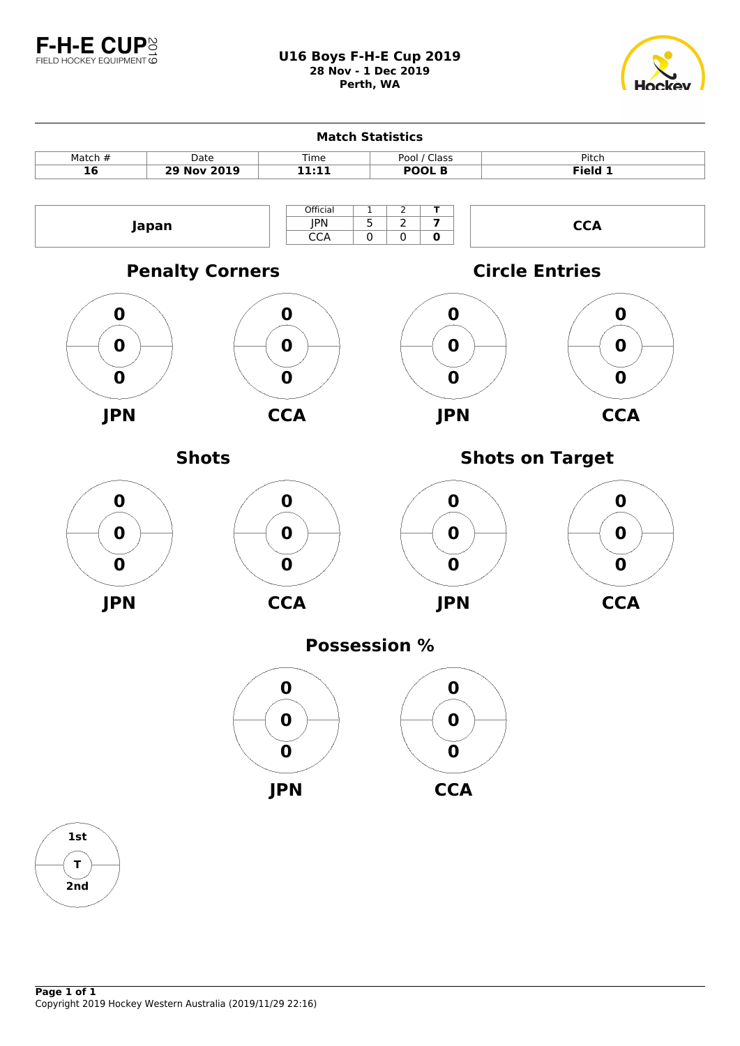F-H-E CUP 2019
FIELD HOCKEY EQUIPMENT

**U16 Boys F-H-E Cup 2019**
**28 Nov - 1 Dec 2019**
**Perth, WA**

## Match Statistics

| Match # | Date | Time | Pool / Class | Pitch |
|---|---|---|---|---|
| **16** | **29 Nov 2019** | **11:11** | **POOL B** | **Field 1** |

**Japan**

| Official | 1 | 2 | T |
|---|---|---|---|
| JPN | 5 | 2 | **7** |
| CCA | 0 | 0 | **0** |

**CCA**

## Penalty Corners

**0**
**0**
**0**
**JPN**

**0**
**0**
**0**
**CCA**

## Circle Entries

**0**
**0**
**0**
**JPN**

**0**
**0**
**0**
**CCA**

## Shots

**0**
**0**
**0**
**JPN**

**0**
**0**
**0**
**CCA**

## Shots on Target

**0**
**0**
**0**
**JPN**

**0**
**0**
**0**
**CCA**

## Possession %

**0**
**0**
**0**
**JPN**

**0**
**0**
**0**
**CCA**

**1st**
**T**
**2nd**

Copyright 2019 Hockey Western Australia (2019/11/29 22:16)